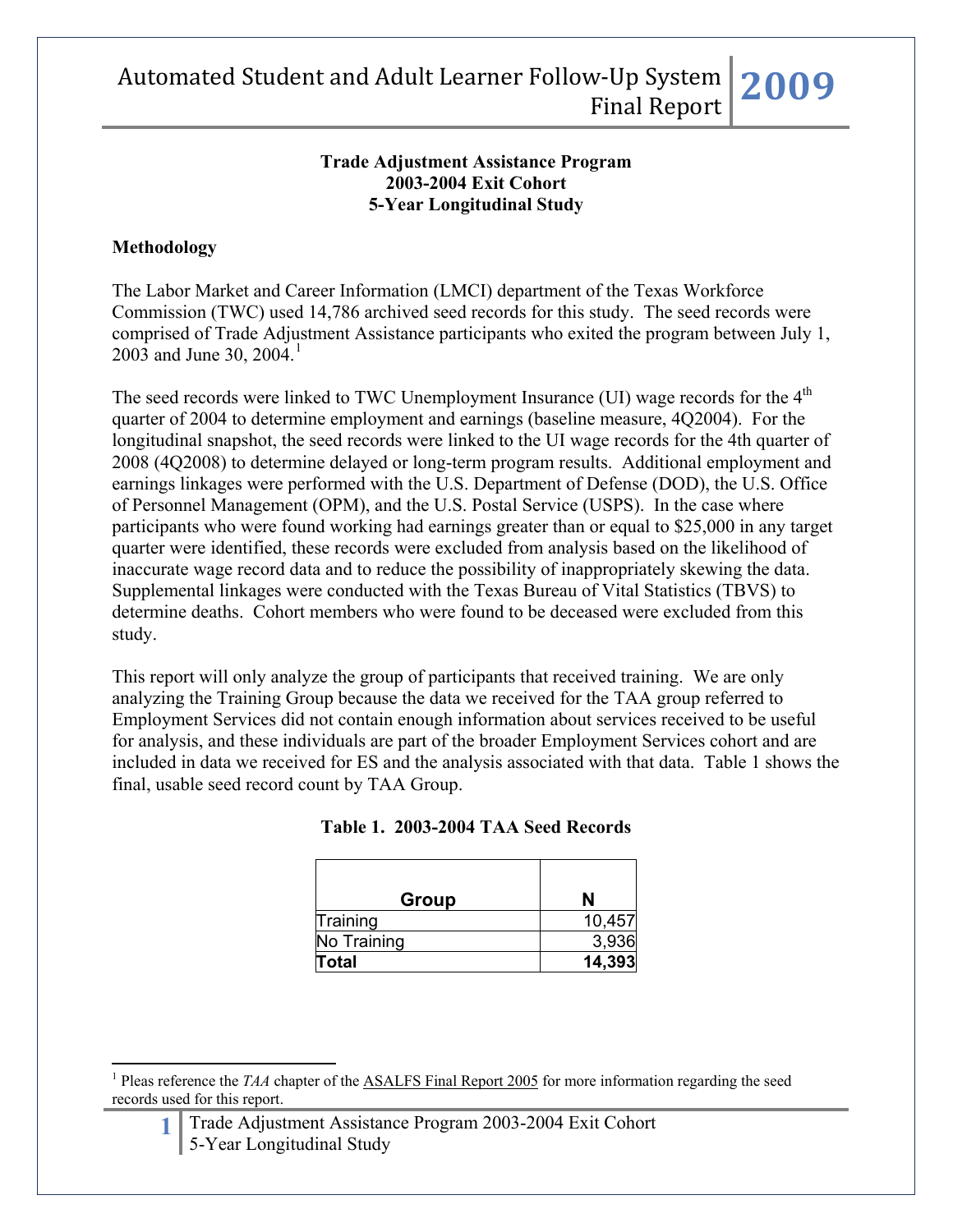# Trade Adjustment Assistance Program
## 2003-2004 Exit Cohort
## 5-Year Longitudinal Study

### Methodology

The Labor Market and Career Information (LMCI) department of the Texas Workforce Commission (TWC) used 14,786 archived seed records for this study. The seed records were comprised of Trade Adjustment Assistance participants who exited the program between July 1, 2003 and June 30, 2004.[1]

The seed records were linked to TWC Unemployment Insurance (UI) wage records for the 4th quarter of 2004 to determine employment and earnings (baseline measure, 4Q2004). For the longitudinal snapshot, the seed records were linked to the UI wage records for the 4th quarter of 2008 (4Q2008) to determine delayed or long-term program results. Additional employment and earnings linkages were performed with the U.S. Department of Defense (DOD), the U.S. Office of Personnel Management (OPM), and the U.S. Postal Service (USPS). In the case where participants who were found working had earnings greater than or equal to $25,000 in any target quarter were identified, these records were excluded from analysis based on the likelihood of inaccurate wage record data and to reduce the possibility of inappropriately skewing the data. Supplemental linkages were conducted with the Texas Bureau of Vital Statistics (TBVS) to determine deaths. Cohort members who were found to be deceased were excluded from this study.

This report will only analyze the group of participants that received training. We are only analyzing the Training Group because the data we received for the TAA group referred to Employment Services did not contain enough information about services received to be useful for analysis, and these individuals are part of the broader Employment Services cohort and are included in data we received for ES and the analysis associated with that data. Table 1 shows the final, usable seed record count by TAA Group.

**Table 1. 2003-2004 TAA Seed Records**

| Group | N |
|---|---|
| Training | 10,457 |
| No Training | 3,936 |
| **Total** | **14,393** |

[1] Pleas reference the *TAA* chapter of the ASALFS Final Report 2005 for more information regarding the seed records used for this report.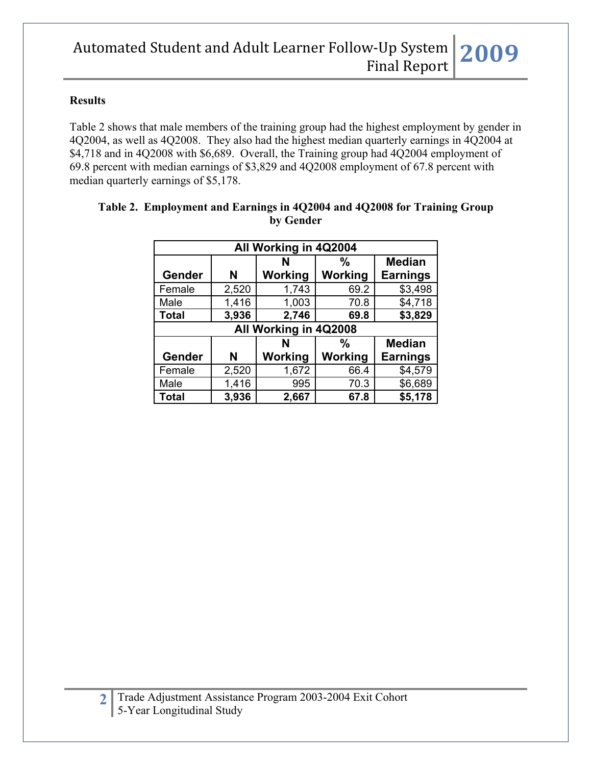**Results**

Table 2 shows that male members of the training group had the highest employment by gender in 4Q2004, as well as 4Q2008. They also had the highest median quarterly earnings in 4Q2004 at $4,718 and in 4Q2008 with $6,689. Overall, the Training group had 4Q2004 employment of 69.8 percent with median earnings of $3,829 and 4Q2008 employment of 67.8 percent with median quarterly earnings of $5,178.

**Table 2. Employment and Earnings in 4Q2004 and 4Q2008 for Training Group by Gender**

| All Working in 4Q2004 | | | | |
|---|---|---|---|---|
| **Gender** | **N** | **N Working** | **% Working** | **Median Earnings** |
| Female | 2,520 | 1,743 | 69.2 | $3,498 |
| Male | 1,416 | 1,003 | 70.8 | $4,718 |
| **Total** | **3,936** | **2,746** | **69.8** | **$3,829** |
| **All Working in 4Q2008** | | | | |
| **Gender** | **N** | **N Working** | **% Working** | **Median Earnings** |
| Female | 2,520 | 1,672 | 66.4 | $4,579 |
| Male | 1,416 | 995 | 70.3 | $6,689 |
| **Total** | **3,936** | **2,667** | **67.8** | **$5,178** |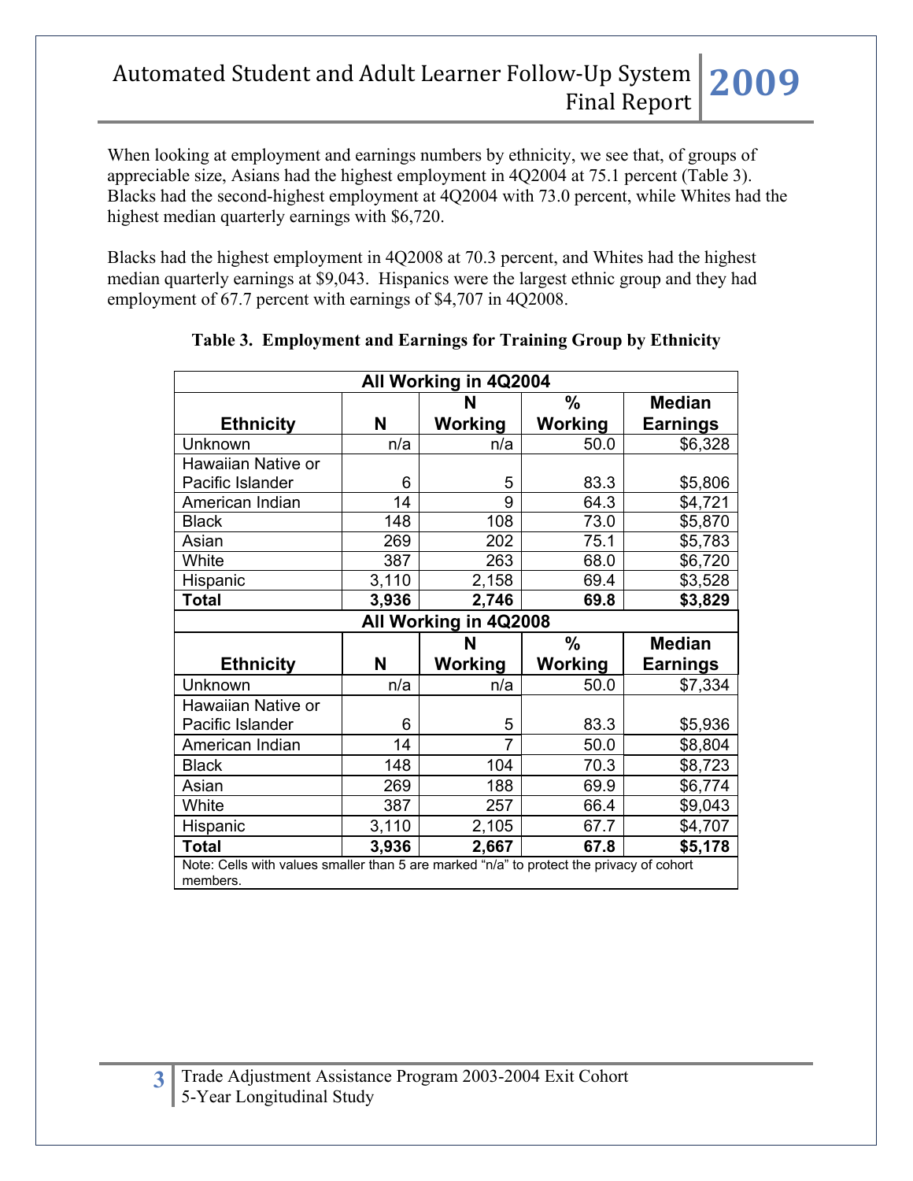When looking at employment and earnings numbers by ethnicity, we see that, of groups of appreciable size, Asians had the highest employment in 4Q2004 at 75.1 percent (Table 3). Blacks had the second-highest employment at 4Q2004 with 73.0 percent, while Whites had the highest median quarterly earnings with $6,720.

Blacks had the highest employment in 4Q2008 at 70.3 percent, and Whites had the highest median quarterly earnings at $9,043. Hispanics were the largest ethnic group and they had employment of 67.7 percent with earnings of $4,707 in 4Q2008.

**Table 3. Employment and Earnings for Training Group by Ethnicity**

| All Working in 4Q2004 | | | | |
|---|---|---|---|---|
| **Ethnicity** | **N** | **N Working** | **% Working** | **Median Earnings** |
| Unknown | n/a | n/a | 50.0 | $6,328 |
| Hawaiian Native or Pacific Islander | 6 | 5 | 83.3 | $5,806 |
| American Indian | 14 | 9 | 64.3 | $4,721 |
| Black | 148 | 108 | 73.0 | $5,870 |
| Asian | 269 | 202 | 75.1 | $5,783 |
| White | 387 | 263 | 68.0 | $6,720 |
| Hispanic | 3,110 | 2,158 | 69.4 | $3,528 |
| **Total** | **3,936** | **2,746** | **69.8** | **$3,829** |
| **All Working in 4Q2008** | | | | |
| **Ethnicity** | **N** | **N Working** | **% Working** | **Median Earnings** |
| Unknown | n/a | n/a | 50.0 | $7,334 |
| Hawaiian Native or Pacific Islander | 6 | 5 | 83.3 | $5,936 |
| American Indian | 14 | 7 | 50.0 | $8,804 |
| Black | 148 | 104 | 70.3 | $8,723 |
| Asian | 269 | 188 | 69.9 | $6,774 |
| White | 387 | 257 | 66.4 | $9,043 |
| Hispanic | 3,110 | 2,105 | 67.7 | $4,707 |
| **Total** | **3,936** | **2,667** | **67.8** | **$5,178** |

Note: Cells with values smaller than 5 are marked "n/a" to protect the privacy of cohort members.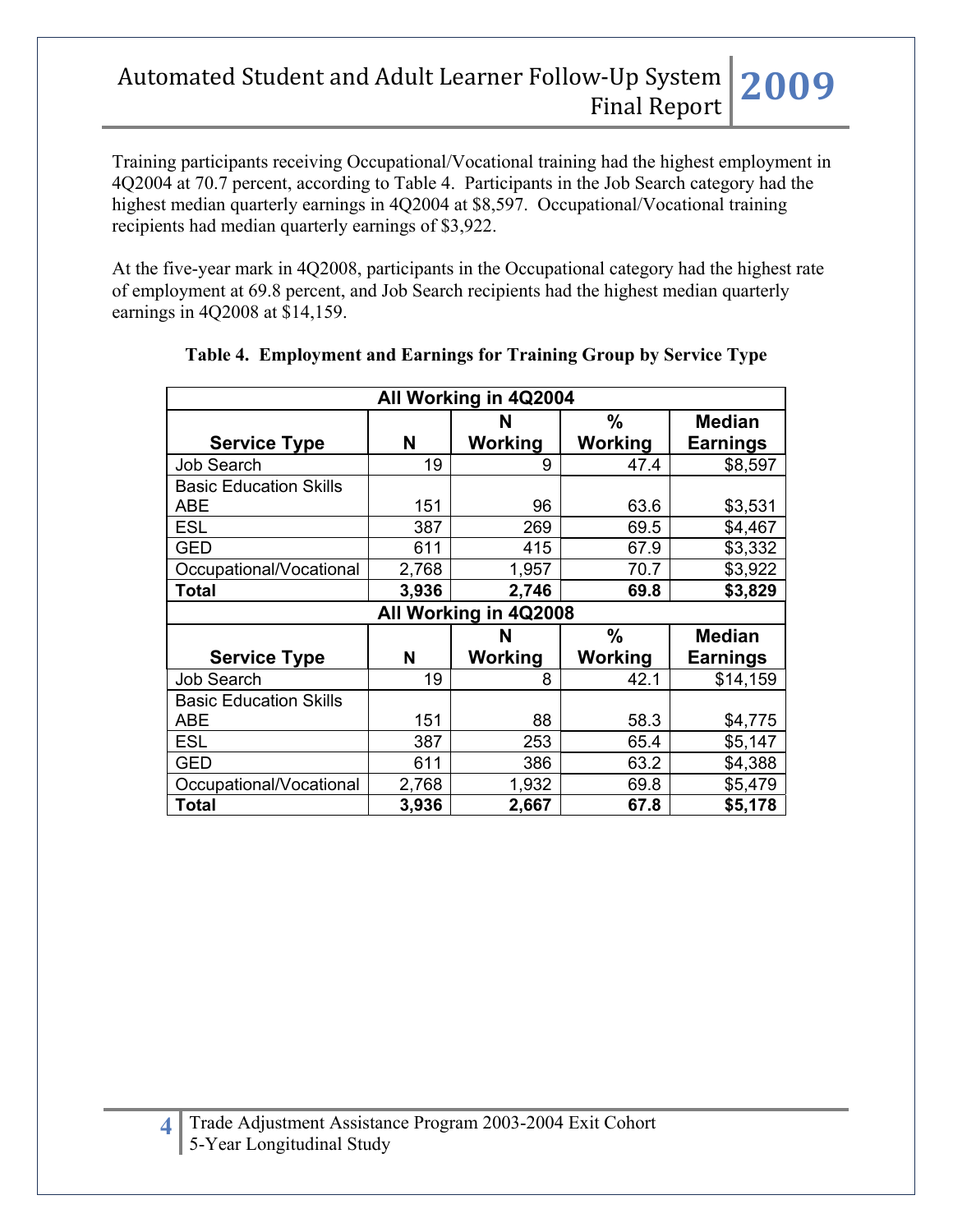Training participants receiving Occupational/Vocational training had the highest employment in 4Q2004 at 70.7 percent, according to Table 4. Participants in the Job Search category had the highest median quarterly earnings in 4Q2004 at $8,597. Occupational/Vocational training recipients had median quarterly earnings of $3,922.

At the five-year mark in 4Q2008, participants in the Occupational category had the highest rate of employment at 69.8 percent, and Job Search recipients had the highest median quarterly earnings in 4Q2008 at $14,159.

**Table 4. Employment and Earnings for Training Group by Service Type**

| All Working in 4Q2004 | | | | |
|---|---|---|---|---|
| **Service Type** | **N** | **N Working** | **% Working** | **Median Earnings** |
| Job Search | 19 | 9 | 47.4 | $8,597 |
| Basic Education Skills ABE | 151 | 96 | 63.6 | $3,531 |
| ESL | 387 | 269 | 69.5 | $4,467 |
| GED | 611 | 415 | 67.9 | $3,332 |
| Occupational/Vocational | 2,768 | 1,957 | 70.7 | $3,922 |
| **Total** | **3,936** | **2,746** | **69.8** | **$3,829** |
| **All Working in 4Q2008** | | | | |
| **Service Type** | **N** | **N Working** | **% Working** | **Median Earnings** |
| Job Search | 19 | 8 | 42.1 | $14,159 |
| Basic Education Skills ABE | 151 | 88 | 58.3 | $4,775 |
| ESL | 387 | 253 | 65.4 | $5,147 |
| GED | 611 | 386 | 63.2 | $4,388 |
| Occupational/Vocational | 2,768 | 1,932 | 69.8 | $5,479 |
| **Total** | **3,936** | **2,667** | **67.8** | **$5,178** |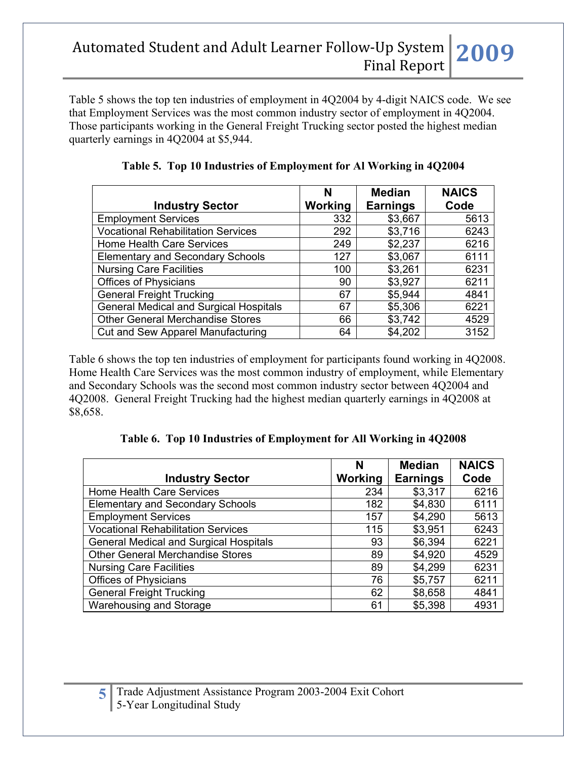Table 5 shows the top ten industries of employment in 4Q2004 by 4-digit NAICS code. We see that Employment Services was the most common industry sector of employment in 4Q2004. Those participants working in the General Freight Trucking sector posted the highest median quarterly earnings in 4Q2004 at $5,944.

**Table 5. Top 10 Industries of Employment for Al Working in 4Q2004**

| Industry Sector | N Working | Median Earnings | NAICS Code |
|---|---|---|---|
| Employment Services | 332 | $3,667 | 5613 |
| Vocational Rehabilitation Services | 292 | $3,716 | 6243 |
| Home Health Care Services | 249 | $2,237 | 6216 |
| Elementary and Secondary Schools | 127 | $3,067 | 6111 |
| Nursing Care Facilities | 100 | $3,261 | 6231 |
| Offices of Physicians | 90 | $3,927 | 6211 |
| General Freight Trucking | 67 | $5,944 | 4841 |
| General Medical and Surgical Hospitals | 67 | $5,306 | 6221 |
| Other General Merchandise Stores | 66 | $3,742 | 4529 |
| Cut and Sew Apparel Manufacturing | 64 | $4,202 | 3152 |

Table 6 shows the top ten industries of employment for participants found working in 4Q2008. Home Health Care Services was the most common industry of employment, while Elementary and Secondary Schools was the second most common industry sector between 4Q2004 and 4Q2008. General Freight Trucking had the highest median quarterly earnings in 4Q2008 at $8,658.

**Table 6. Top 10 Industries of Employment for All Working in 4Q2008**

| Industry Sector | N Working | Median Earnings | NAICS Code |
|---|---|---|---|
| Home Health Care Services | 234 | $3,317 | 6216 |
| Elementary and Secondary Schools | 182 | $4,830 | 6111 |
| Employment Services | 157 | $4,290 | 5613 |
| Vocational Rehabilitation Services | 115 | $3,951 | 6243 |
| General Medical and Surgical Hospitals | 93 | $6,394 | 6221 |
| Other General Merchandise Stores | 89 | $4,920 | 4529 |
| Nursing Care Facilities | 89 | $4,299 | 6231 |
| Offices of Physicians | 76 | $5,757 | 6211 |
| General Freight Trucking | 62 | $8,658 | 4841 |
| Warehousing and Storage | 61 | $5,398 | 4931 |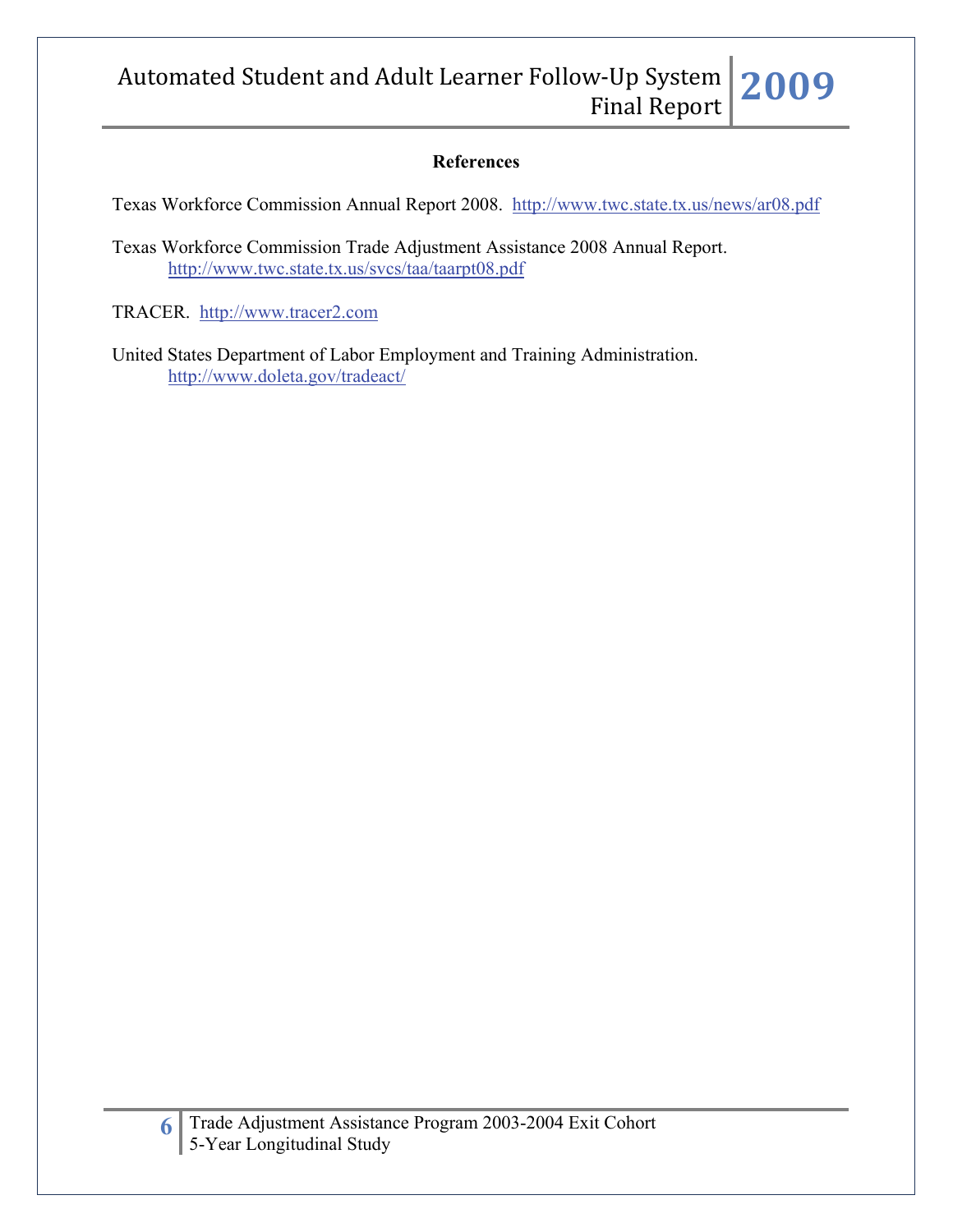## References

Texas Workforce Commission Annual Report 2008. http://www.twc.state.tx.us/news/ar08.pdf

Texas Workforce Commission Trade Adjustment Assistance 2008 Annual Report. http://www.twc.state.tx.us/svcs/taa/taarpt08.pdf

TRACER. http://www.tracer2.com

United States Department of Labor Employment and Training Administration. http://www.doleta.gov/tradeact/